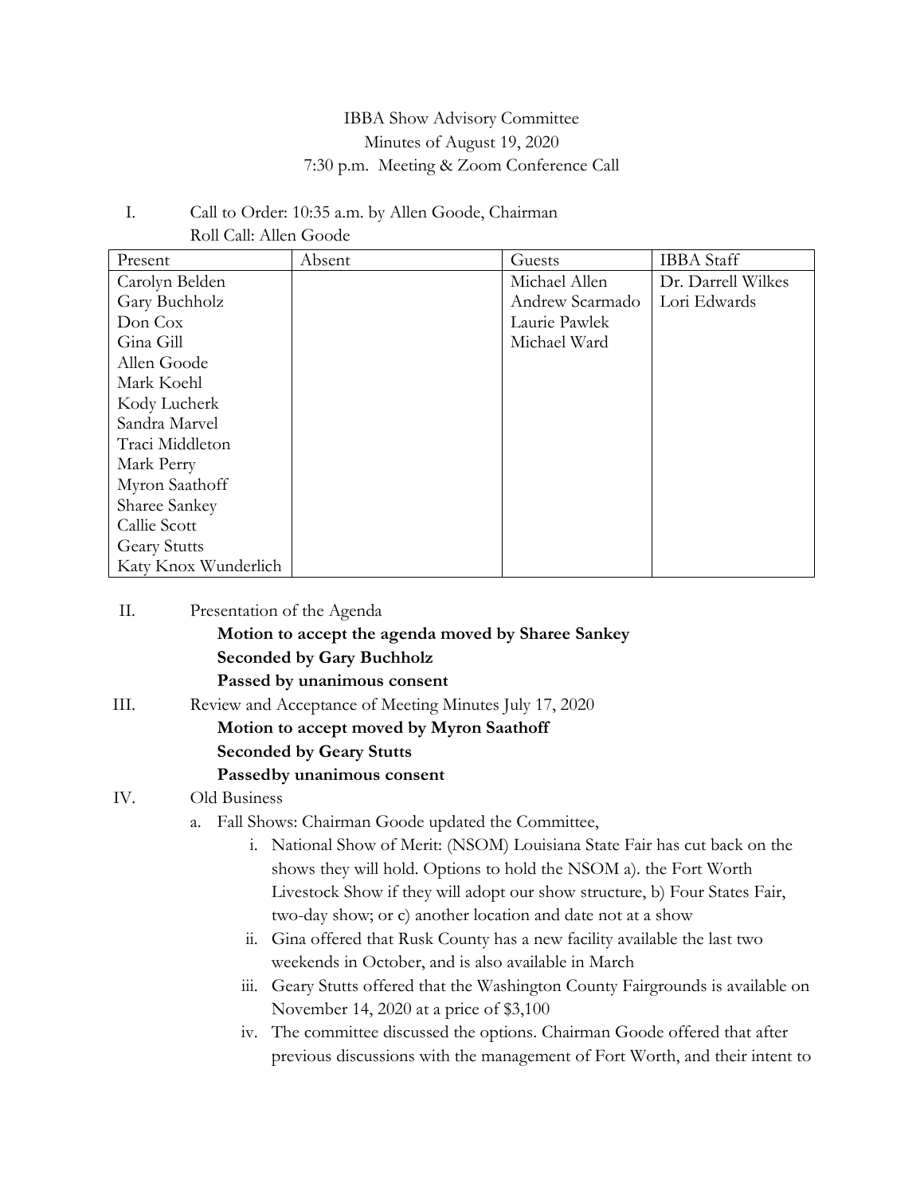# IBBA Show Advisory Committee

Minutes of August 19, 2020

7:30 p.m. Meeting & Zoom Conference Call

I. Call to Order: 10:35 a.m. by Allen Goode, Chairman

Roll Call: Allen Goode

| Present | Absent | Guests | IBBA Staff |
|---|---|---|---|
| Carolyn Belden | | Michael Allen | Dr. Darrell Wilkes |
| Gary Buchholz | | Andrew Scarmado | Lori Edwards |
| Don Cox | | Laurie Pawlek | |
| Gina Gill | | Michael Ward | |
| Allen Goode | | | |
| Mark Koehl | | | |
| Kody Lucherk | | | |
| Sandra Marvel | | | |
| Traci Middleton | | | |
| Mark Perry | | | |
| Myron Saathoff | | | |
| Sharee Sankey | | | |
| Callie Scott | | | |
| Geary Stutts | | | |
| Katy Knox Wunderlich | | | |

II. Presentation of the Agenda

**Motion to accept the agenda moved by Sharee Sankey**
**Seconded by Gary Buchholz**
**Passed by unanimous consent**

III. Review and Acceptance of Meeting Minutes July 17, 2020

**Motion to accept moved by Myron Saathoff**
**Seconded by Geary Stutts**
**Passedby unanimous consent**

IV. Old Business

a. Fall Shows: Chairman Goode updated the Committee,

i. National Show of Merit: (NSOM) Louisiana State Fair has cut back on the shows they will hold. Options to hold the NSOM a). the Fort Worth Livestock Show if they will adopt our show structure, b) Four States Fair, two-day show; or c) another location and date not at a show

ii. Gina offered that Rusk County has a new facility available the last two weekends in October, and is also available in March

iii. Geary Stutts offered that the Washington County Fairgrounds is available on November 14, 2020 at a price of $3,100

iv. The committee discussed the options. Chairman Goode offered that after previous discussions with the management of Fort Worth, and their intent to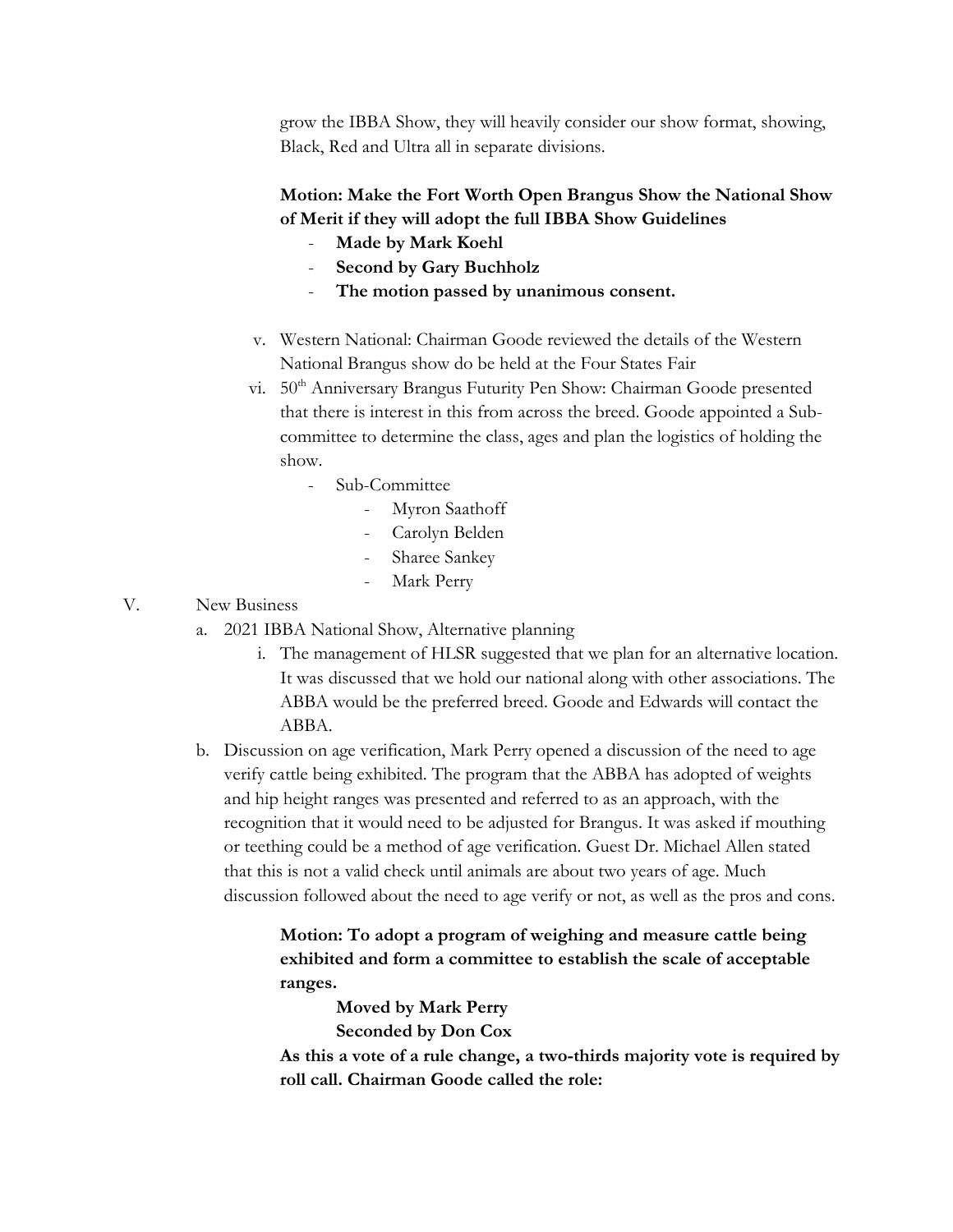grow the IBBA Show, they will heavily consider our show format, showing, Black, Red and Ultra all in separate divisions.

**Motion: Make the Fort Worth Open Brangus Show the National Show of Merit if they will adopt the full IBBA Show Guidelines**

- **Made by Mark Koehl**
- **Second by Gary Buchholz**
- **The motion passed by unanimous consent.**

v. Western National: Chairman Goode reviewed the details of the Western National Brangus show do be held at the Four States Fair

vi. 50th Anniversary Brangus Futurity Pen Show: Chairman Goode presented that there is interest in this from across the breed. Goode appointed a Sub-committee to determine the class, ages and plan the logistics of holding the show.

- Sub-Committee
  - Myron Saathoff
  - Carolyn Belden
  - Sharee Sankey
  - Mark Perry

V. New Business

a. 2021 IBBA National Show, Alternative planning

i. The management of HLSR suggested that we plan for an alternative location. It was discussed that we hold our national along with other associations. The ABBA would be the preferred breed. Goode and Edwards will contact the ABBA.

b. Discussion on age verification, Mark Perry opened a discussion of the need to age verify cattle being exhibited. The program that the ABBA has adopted of weights and hip height ranges was presented and referred to as an approach, with the recognition that it would need to be adjusted for Brangus. It was asked if mouthing or teething could be a method of age verification. Guest Dr. Michael Allen stated that this is not a valid check until animals are about two years of age. Much discussion followed about the need to age verify or not, as well as the pros and cons.

**Motion: To adopt a program of weighing and measure cattle being exhibited and form a committee to establish the scale of acceptable ranges.**

**Moved by Mark Perry**

**Seconded by Don Cox**

**As this a vote of a rule change, a two-thirds majority vote is required by roll call. Chairman Goode called the role:**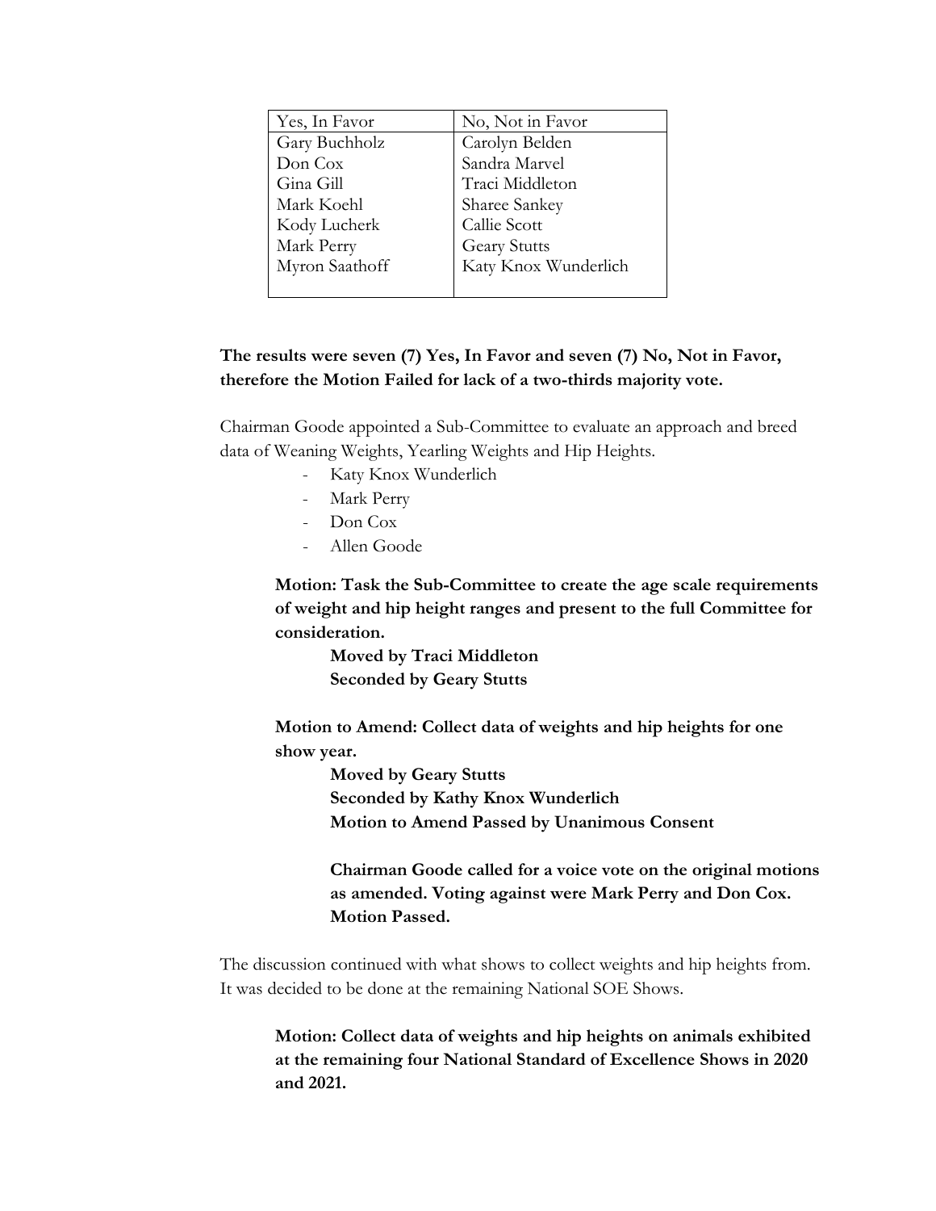| Yes, In Favor | No, Not in Favor |
|---|---|
| Gary Buchholz | Carolyn Belden |
| Don Cox | Sandra Marvel |
| Gina Gill | Traci Middleton |
| Mark Koehl | Sharee Sankey |
| Kody Lucherk | Callie Scott |
| Mark Perry | Geary Stutts |
| Myron Saathoff | Katy Knox Wunderlich |

**The results were seven (7) Yes, In Favor and seven (7) No, Not in Favor, therefore the Motion Failed for lack of a two-thirds majority vote.**

Chairman Goode appointed a Sub-Committee to evaluate an approach and breed data of Weaning Weights, Yearling Weights and Hip Heights.

- Katy Knox Wunderlich
- Mark Perry
- Don Cox
- Allen Goode

**Motion: Task the Sub-Committee to create the age scale requirements of weight and hip height ranges and present to the full Committee for consideration.**

**Moved by Traci Middleton**
**Seconded by Geary Stutts**

**Motion to Amend: Collect data of weights and hip heights for one show year.**

**Moved by Geary Stutts**
**Seconded by Kathy Knox Wunderlich**
**Motion to Amend Passed by Unanimous Consent**

**Chairman Goode called for a voice vote on the original motions as amended. Voting against were Mark Perry and Don Cox. Motion Passed.**

The discussion continued with what shows to collect weights and hip heights from. It was decided to be done at the remaining National SOE Shows.

**Motion: Collect data of weights and hip heights on animals exhibited at the remaining four National Standard of Excellence Shows in 2020 and 2021.**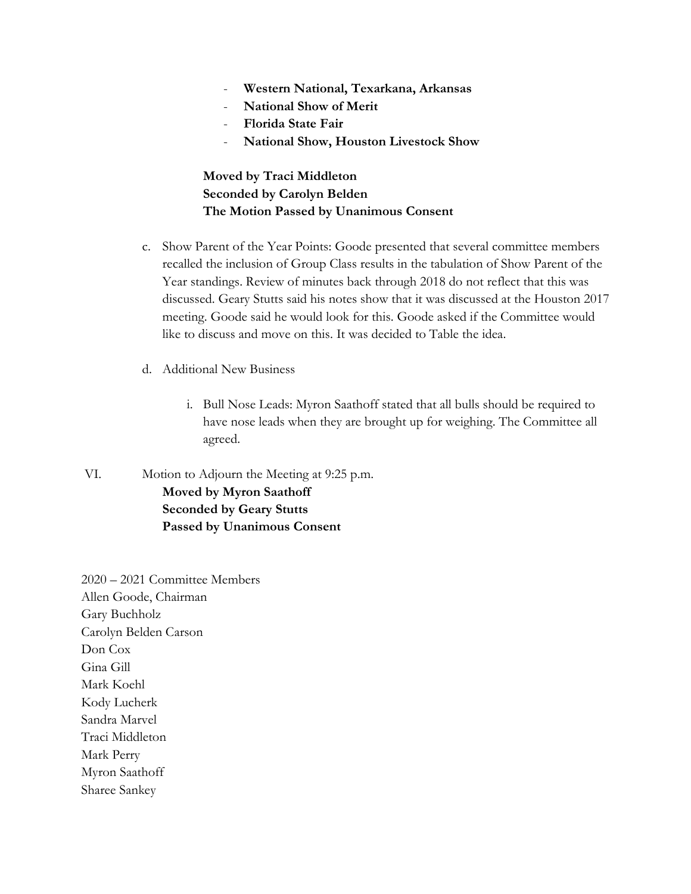- **Western National, Texarkana, Arkansas**
- **National Show of Merit**
- **Florida State Fair**
- **National Show, Houston Livestock Show**

**Moved by Traci Middleton**
**Seconded by Carolyn Belden**
**The Motion Passed by Unanimous Consent**

c. Show Parent of the Year Points: Goode presented that several committee members recalled the inclusion of Group Class results in the tabulation of Show Parent of the Year standings. Review of minutes back through 2018 do not reflect that this was discussed. Geary Stutts said his notes show that it was discussed at the Houston 2017 meeting. Goode said he would look for this. Goode asked if the Committee would like to discuss and move on this. It was decided to Table the idea.

d. Additional New Business

   i. Bull Nose Leads: Myron Saathoff stated that all bulls should be required to have nose leads when they are brought up for weighing. The Committee all agreed.

VI. Motion to Adjourn the Meeting at 9:25 p.m.
**Moved by Myron Saathoff**
**Seconded by Geary Stutts**
**Passed by Unanimous Consent**

2020 – 2021 Committee Members
Allen Goode, Chairman
Gary Buchholz
Carolyn Belden Carson
Don Cox
Gina Gill
Mark Koehl
Kody Lucherk
Sandra Marvel
Traci Middleton
Mark Perry
Myron Saathoff
Sharee Sankey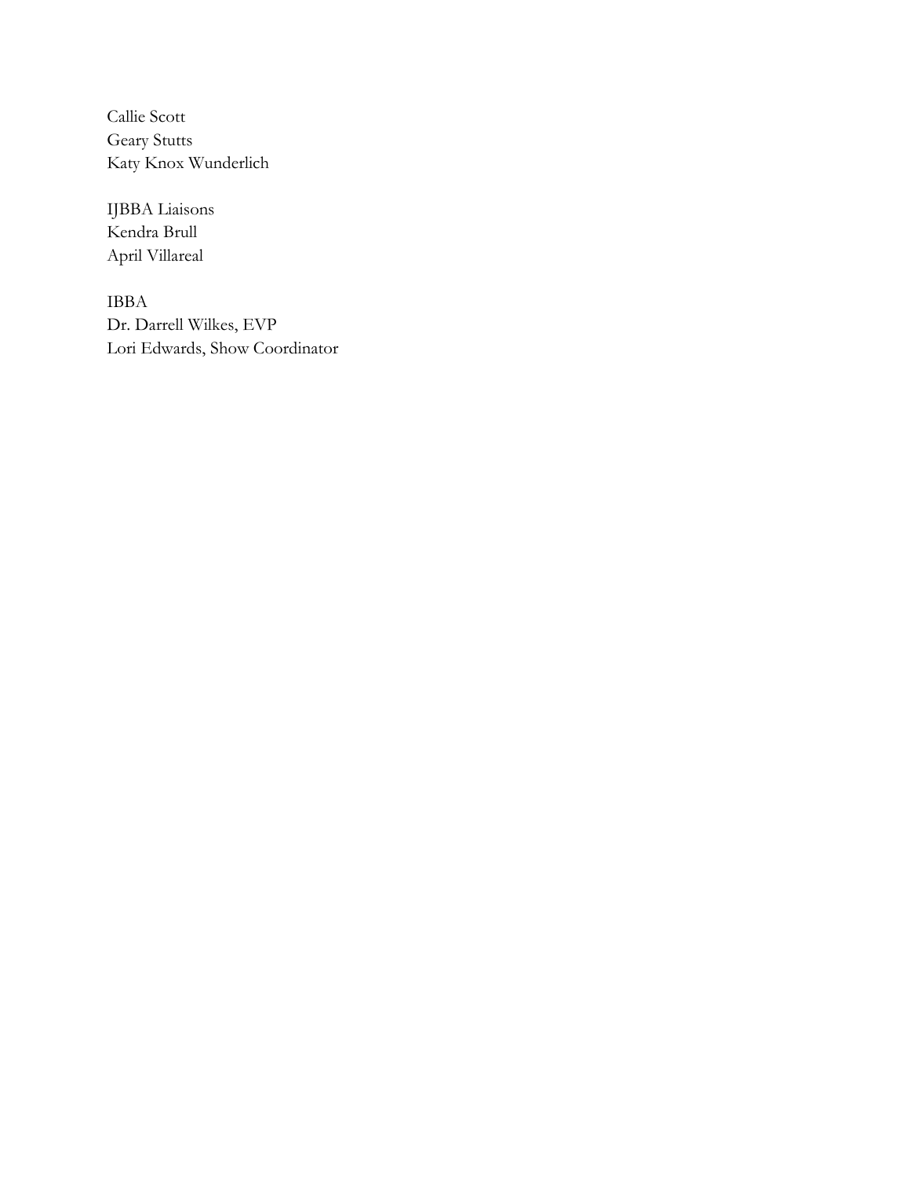Callie Scott
Geary Stutts
Katy Knox Wunderlich

IJBBA Liaisons
Kendra Brull
April Villareal

IBBA
Dr. Darrell Wilkes, EVP
Lori Edwards, Show Coordinator